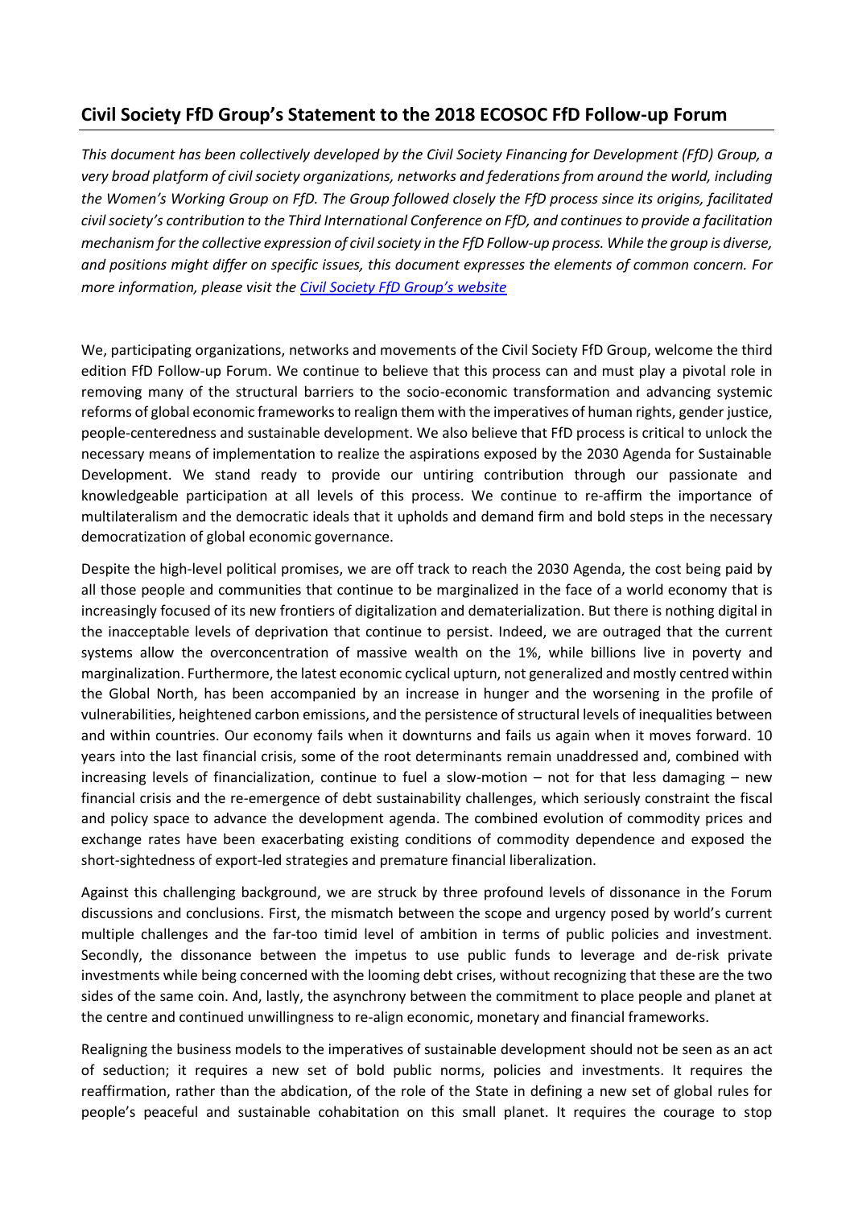## Civil Society FfD Group's Statement to the 2018 ECOSOC FfD Follow-up Forum

*This document has been collectively developed by the Civil Society Financing for Development (FfD) Group, a very broad platform of civil society organizations, networks and federations from around the world, including the Women's Working Group on FfD. The Group followed closely the FfD process since its origins, facilitated civil society's contribution to the Third International Conference on FfD, and continues to provide a facilitation mechanism for the collective expression of civil society in the FfD Follow-up process. While the group is diverse, and positions might differ on specific issues, this document expresses the elements of common concern. For more information, please visit the [Civil Society FfD Group's website]*

We, participating organizations, networks and movements of the Civil Society FfD Group, welcome the third edition FfD Follow-up Forum. We continue to believe that this process can and must play a pivotal role in removing many of the structural barriers to the socio-economic transformation and advancing systemic reforms of global economic frameworks to realign them with the imperatives of human rights, gender justice, people-centeredness and sustainable development. We also believe that FfD process is critical to unlock the necessary means of implementation to realize the aspirations exposed by the 2030 Agenda for Sustainable Development. We stand ready to provide our untiring contribution through our passionate and knowledgeable participation at all levels of this process. We continue to re-affirm the importance of multilateralism and the democratic ideals that it upholds and demand firm and bold steps in the necessary democratization of global economic governance.

Despite the high-level political promises, we are off track to reach the 2030 Agenda, the cost being paid by all those people and communities that continue to be marginalized in the face of a world economy that is increasingly focused of its new frontiers of digitalization and dematerialization. But there is nothing digital in the inacceptable levels of deprivation that continue to persist. Indeed, we are outraged that the current systems allow the overconcentration of massive wealth on the 1%, while billions live in poverty and marginalization. Furthermore, the latest economic cyclical upturn, not generalized and mostly centred within the Global North, has been accompanied by an increase in hunger and the worsening in the profile of vulnerabilities, heightened carbon emissions, and the persistence of structural levels of inequalities between and within countries. Our economy fails when it downturns and fails us again when it moves forward. 10 years into the last financial crisis, some of the root determinants remain unaddressed and, combined with increasing levels of financialization, continue to fuel a slow-motion – not for that less damaging – new financial crisis and the re-emergence of debt sustainability challenges, which seriously constraint the fiscal and policy space to advance the development agenda. The combined evolution of commodity prices and exchange rates have been exacerbating existing conditions of commodity dependence and exposed the short-sightedness of export-led strategies and premature financial liberalization.

Against this challenging background, we are struck by three profound levels of dissonance in the Forum discussions and conclusions. First, the mismatch between the scope and urgency posed by world's current multiple challenges and the far-too timid level of ambition in terms of public policies and investment. Secondly, the dissonance between the impetus to use public funds to leverage and de-risk private investments while being concerned with the looming debt crises, without recognizing that these are the two sides of the same coin. And, lastly, the asynchrony between the commitment to place people and planet at the centre and continued unwillingness to re-align economic, monetary and financial frameworks.

Realigning the business models to the imperatives of sustainable development should not be seen as an act of seduction; it requires a new set of bold public norms, policies and investments. It requires the reaffirmation, rather than the abdication, of the role of the State in defining a new set of global rules for people's peaceful and sustainable cohabitation on this small planet. It requires the courage to stop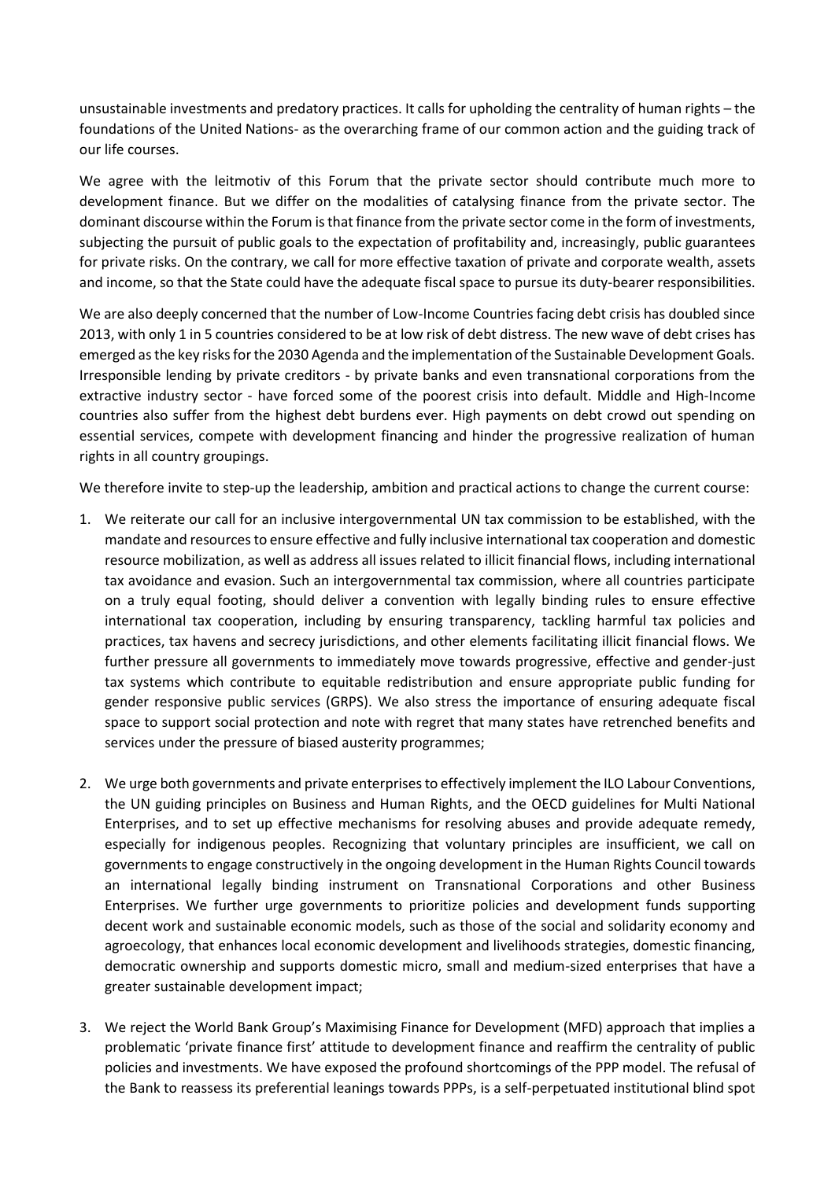unsustainable investments and predatory practices. It calls for upholding the centrality of human rights – the foundations of the United Nations- as the overarching frame of our common action and the guiding track of our life courses.

We agree with the leitmotiv of this Forum that the private sector should contribute much more to development finance. But we differ on the modalities of catalysing finance from the private sector. The dominant discourse within the Forum is that finance from the private sector come in the form of investments, subjecting the pursuit of public goals to the expectation of profitability and, increasingly, public guarantees for private risks. On the contrary, we call for more effective taxation of private and corporate wealth, assets and income, so that the State could have the adequate fiscal space to pursue its duty-bearer responsibilities.

We are also deeply concerned that the number of Low-Income Countries facing debt crisis has doubled since 2013, with only 1 in 5 countries considered to be at low risk of debt distress. The new wave of debt crises has emerged as the key risks for the 2030 Agenda and the implementation of the Sustainable Development Goals. Irresponsible lending by private creditors - by private banks and even transnational corporations from the extractive industry sector - have forced some of the poorest crisis into default. Middle and High-Income countries also suffer from the highest debt burdens ever. High payments on debt crowd out spending on essential services, compete with development financing and hinder the progressive realization of human rights in all country groupings.

We therefore invite to step-up the leadership, ambition and practical actions to change the current course:

1. We reiterate our call for an inclusive intergovernmental UN tax commission to be established, with the mandate and resources to ensure effective and fully inclusive international tax cooperation and domestic resource mobilization, as well as address all issues related to illicit financial flows, including international tax avoidance and evasion. Such an intergovernmental tax commission, where all countries participate on a truly equal footing, should deliver a convention with legally binding rules to ensure effective international tax cooperation, including by ensuring transparency, tackling harmful tax policies and practices, tax havens and secrecy jurisdictions, and other elements facilitating illicit financial flows. We further pressure all governments to immediately move towards progressive, effective and gender-just tax systems which contribute to equitable redistribution and ensure appropriate public funding for gender responsive public services (GRPS). We also stress the importance of ensuring adequate fiscal space to support social protection and note with regret that many states have retrenched benefits and services under the pressure of biased austerity programmes;

2. We urge both governments and private enterprises to effectively implement the ILO Labour Conventions, the UN guiding principles on Business and Human Rights, and the OECD guidelines for Multi National Enterprises, and to set up effective mechanisms for resolving abuses and provide adequate remedy, especially for indigenous peoples. Recognizing that voluntary principles are insufficient, we call on governments to engage constructively in the ongoing development in the Human Rights Council towards an international legally binding instrument on Transnational Corporations and other Business Enterprises. We further urge governments to prioritize policies and development funds supporting decent work and sustainable economic models, such as those of the social and solidarity economy and agroecology, that enhances local economic development and livelihoods strategies, domestic financing, democratic ownership and supports domestic micro, small and medium-sized enterprises that have a greater sustainable development impact;

3. We reject the World Bank Group's Maximising Finance for Development (MFD) approach that implies a problematic 'private finance first' attitude to development finance and reaffirm the centrality of public policies and investments. We have exposed the profound shortcomings of the PPP model. The refusal of the Bank to reassess its preferential leanings towards PPPs, is a self-perpetuated institutional blind spot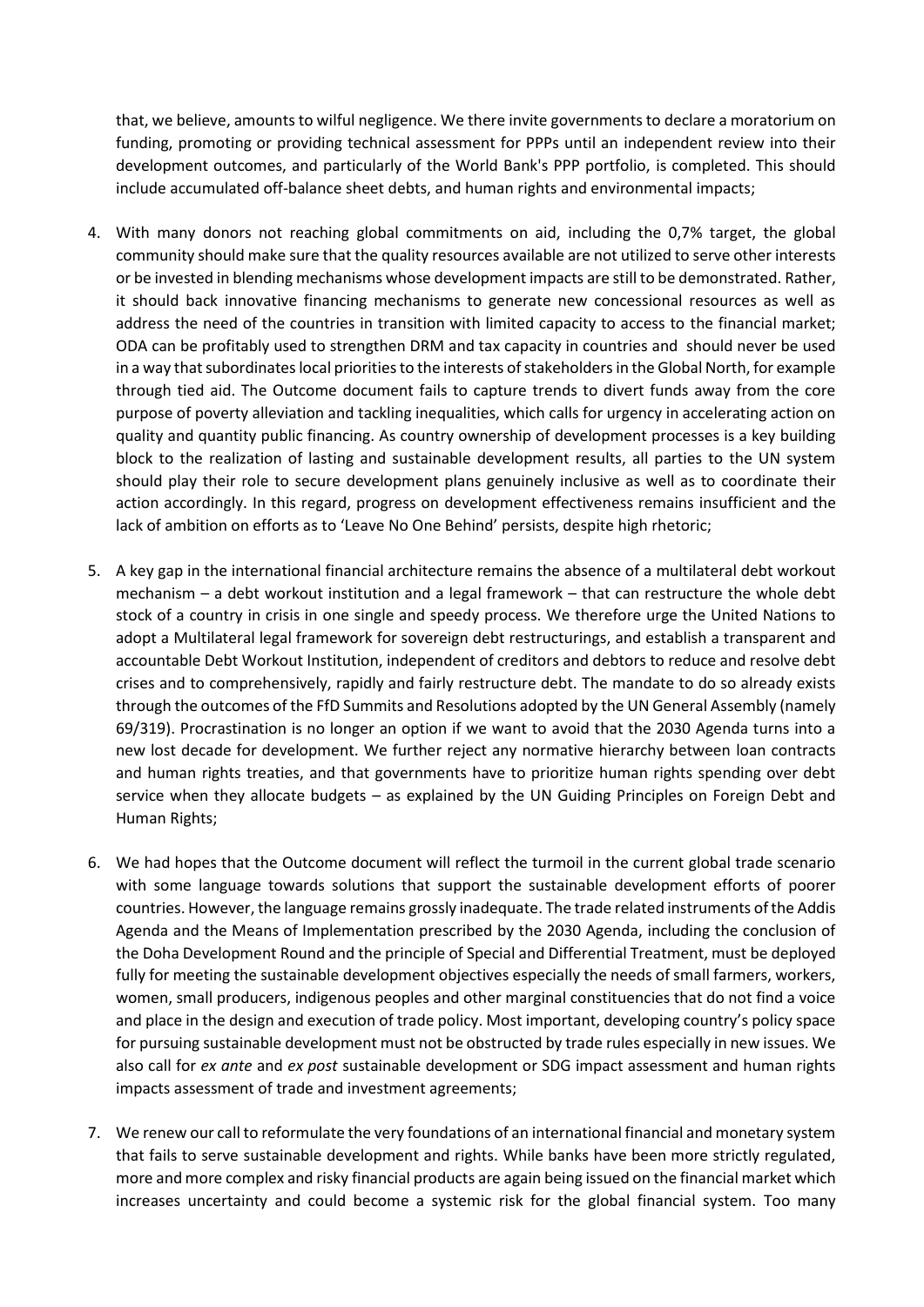that, we believe, amounts to wilful negligence. We there invite governments to declare a moratorium on funding, promoting or providing technical assessment for PPPs until an independent review into their development outcomes, and particularly of the World Bank's PPP portfolio, is completed. This should include accumulated off-balance sheet debts, and human rights and environmental impacts;

4. With many donors not reaching global commitments on aid, including the 0,7% target, the global community should make sure that the quality resources available are not utilized to serve other interests or be invested in blending mechanisms whose development impacts are still to be demonstrated. Rather, it should back innovative financing mechanisms to generate new concessional resources as well as address the need of the countries in transition with limited capacity to access to the financial market; ODA can be profitably used to strengthen DRM and tax capacity in countries and should never be used in a way that subordinates local priorities to the interests of stakeholders in the Global North, for example through tied aid. The Outcome document fails to capture trends to divert funds away from the core purpose of poverty alleviation and tackling inequalities, which calls for urgency in accelerating action on quality and quantity public financing. As country ownership of development processes is a key building block to the realization of lasting and sustainable development results, all parties to the UN system should play their role to secure development plans genuinely inclusive as well as to coordinate their action accordingly. In this regard, progress on development effectiveness remains insufficient and the lack of ambition on efforts as to 'Leave No One Behind' persists, despite high rhetoric;

5. A key gap in the international financial architecture remains the absence of a multilateral debt workout mechanism – a debt workout institution and a legal framework – that can restructure the whole debt stock of a country in crisis in one single and speedy process. We therefore urge the United Nations to adopt a Multilateral legal framework for sovereign debt restructurings, and establish a transparent and accountable Debt Workout Institution, independent of creditors and debtors to reduce and resolve debt crises and to comprehensively, rapidly and fairly restructure debt. The mandate to do so already exists through the outcomes of the FfD Summits and Resolutions adopted by the UN General Assembly (namely 69/319). Procrastination is no longer an option if we want to avoid that the 2030 Agenda turns into a new lost decade for development. We further reject any normative hierarchy between loan contracts and human rights treaties, and that governments have to prioritize human rights spending over debt service when they allocate budgets – as explained by the UN Guiding Principles on Foreign Debt and Human Rights;

6. We had hopes that the Outcome document will reflect the turmoil in the current global trade scenario with some language towards solutions that support the sustainable development efforts of poorer countries. However, the language remains grossly inadequate. The trade related instruments of the Addis Agenda and the Means of Implementation prescribed by the 2030 Agenda, including the conclusion of the Doha Development Round and the principle of Special and Differential Treatment, must be deployed fully for meeting the sustainable development objectives especially the needs of small farmers, workers, women, small producers, indigenous peoples and other marginal constituencies that do not find a voice and place in the design and execution of trade policy. Most important, developing country's policy space for pursuing sustainable development must not be obstructed by trade rules especially in new issues. We also call for *ex ante* and *ex post* sustainable development or SDG impact assessment and human rights impacts assessment of trade and investment agreements;

7. We renew our call to reformulate the very foundations of an international financial and monetary system that fails to serve sustainable development and rights. While banks have been more strictly regulated, more and more complex and risky financial products are again being issued on the financial market which increases uncertainty and could become a systemic risk for the global financial system. Too many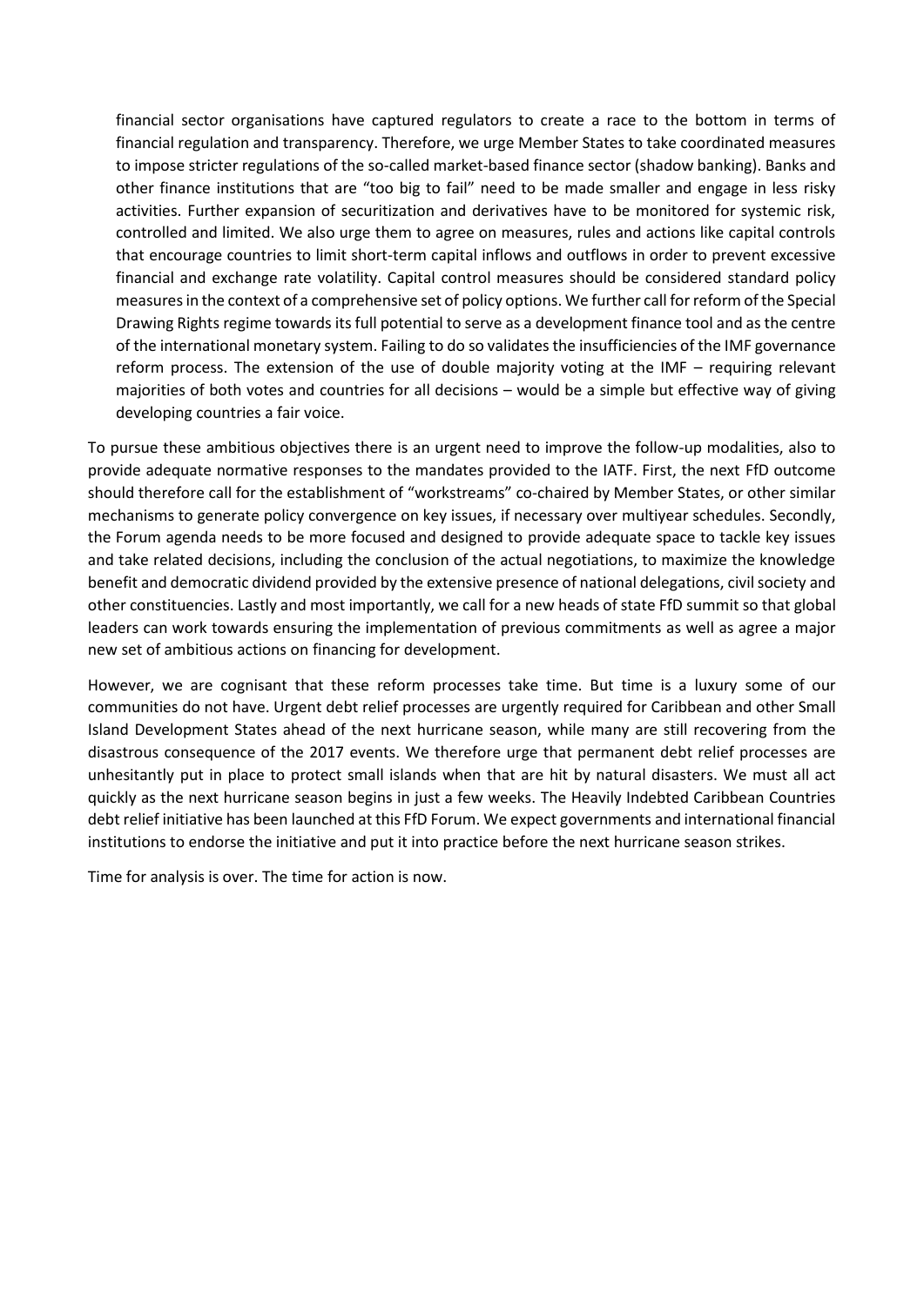financial sector organisations have captured regulators to create a race to the bottom in terms of financial regulation and transparency. Therefore, we urge Member States to take coordinated measures to impose stricter regulations of the so-called market-based finance sector (shadow banking). Banks and other finance institutions that are "too big to fail" need to be made smaller and engage in less risky activities. Further expansion of securitization and derivatives have to be monitored for systemic risk, controlled and limited. We also urge them to agree on measures, rules and actions like capital controls that encourage countries to limit short-term capital inflows and outflows in order to prevent excessive financial and exchange rate volatility. Capital control measures should be considered standard policy measures in the context of a comprehensive set of policy options. We further call for reform of the Special Drawing Rights regime towards its full potential to serve as a development finance tool and as the centre of the international monetary system. Failing to do so validates the insufficiencies of the IMF governance reform process. The extension of the use of double majority voting at the IMF – requiring relevant majorities of both votes and countries for all decisions – would be a simple but effective way of giving developing countries a fair voice.

To pursue these ambitious objectives there is an urgent need to improve the follow-up modalities, also to provide adequate normative responses to the mandates provided to the IATF. First, the next FfD outcome should therefore call for the establishment of "workstreams" co-chaired by Member States, or other similar mechanisms to generate policy convergence on key issues, if necessary over multiyear schedules. Secondly, the Forum agenda needs to be more focused and designed to provide adequate space to tackle key issues and take related decisions, including the conclusion of the actual negotiations, to maximize the knowledge benefit and democratic dividend provided by the extensive presence of national delegations, civil society and other constituencies. Lastly and most importantly, we call for a new heads of state FfD summit so that global leaders can work towards ensuring the implementation of previous commitments as well as agree a major new set of ambitious actions on financing for development.

However, we are cognisant that these reform processes take time. But time is a luxury some of our communities do not have. Urgent debt relief processes are urgently required for Caribbean and other Small Island Development States ahead of the next hurricane season, while many are still recovering from the disastrous consequence of the 2017 events. We therefore urge that permanent debt relief processes are unhesitantly put in place to protect small islands when that are hit by natural disasters. We must all act quickly as the next hurricane season begins in just a few weeks. The Heavily Indebted Caribbean Countries debt relief initiative has been launched at this FfD Forum. We expect governments and international financial institutions to endorse the initiative and put it into practice before the next hurricane season strikes.

Time for analysis is over. The time for action is now.